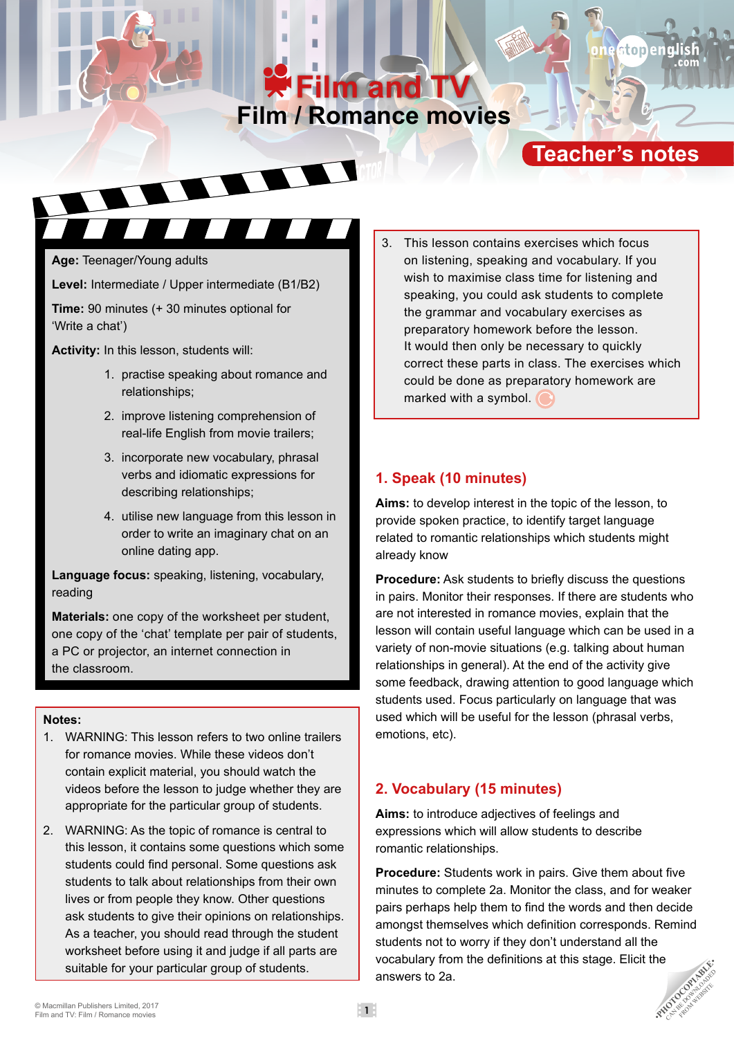# Film and TV

## Film / Romance movies

## Teacher's notes

**Age:** Teenager/Young adults

**Level:** Intermediate / Upper intermediate (B1/B2)

**Time:** 90 minutes (+ 30 minutes optional for 'Write a chat')

**Activity:** In this lesson, students will:

1. practise speaking about romance and relationships;
2. improve listening comprehension of real-life English from movie trailers;
3. incorporate new vocabulary, phrasal verbs and idiomatic expressions for describing relationships;
4. utilise new language from this lesson in order to write an imaginary chat on an online dating app.

**Language focus:** speaking, listening, vocabulary, reading

**Materials:** one copy of the worksheet per student, one copy of the 'chat' template per pair of students, a PC or projector, an internet connection in the classroom.

**Notes:**

1. WARNING: This lesson refers to two online trailers for romance movies. While these videos don't contain explicit material, you should watch the videos before the lesson to judge whether they are appropriate for the particular group of students.
2. WARNING: As the topic of romance is central to this lesson, it contains some questions which some students could find personal. Some questions ask students to talk about relationships from their own lives or from people they know. Other questions ask students to give their opinions on relationships. As a teacher, you should read through the student worksheet before using it and judge if all parts are suitable for your particular group of students.
3. This lesson contains exercises which focus on listening, speaking and vocabulary. If you wish to maximise class time for listening and speaking, you could ask students to complete the grammar and vocabulary exercises as preparatory homework before the lesson. It would then only be necessary to quickly correct these parts in class. The exercises which could be done as preparatory homework are marked with a symbol.

### 1. Speak (10 minutes)

**Aims:** to develop interest in the topic of the lesson, to provide spoken practice, to identify target language related to romantic relationships which students might already know

**Procedure:** Ask students to briefly discuss the questions in pairs. Monitor their responses. If there are students who are not interested in romance movies, explain that the lesson will contain useful language which can be used in a variety of non-movie situations (e.g. talking about human relationships in general). At the end of the activity give some feedback, drawing attention to good language which students used. Focus particularly on language that was used which will be useful for the lesson (phrasal verbs, emotions, etc).

### 2. Vocabulary (15 minutes)

**Aims:** to introduce adjectives of feelings and expressions which will allow students to describe romantic relationships.

**Procedure:** Students work in pairs. Give them about five minutes to complete 2a. Monitor the class, and for weaker pairs perhaps help them to find the words and then decide amongst themselves which definition corresponds. Remind students not to worry if they don't understand all the vocabulary from the definitions at this stage. Elicit the answers to 2a.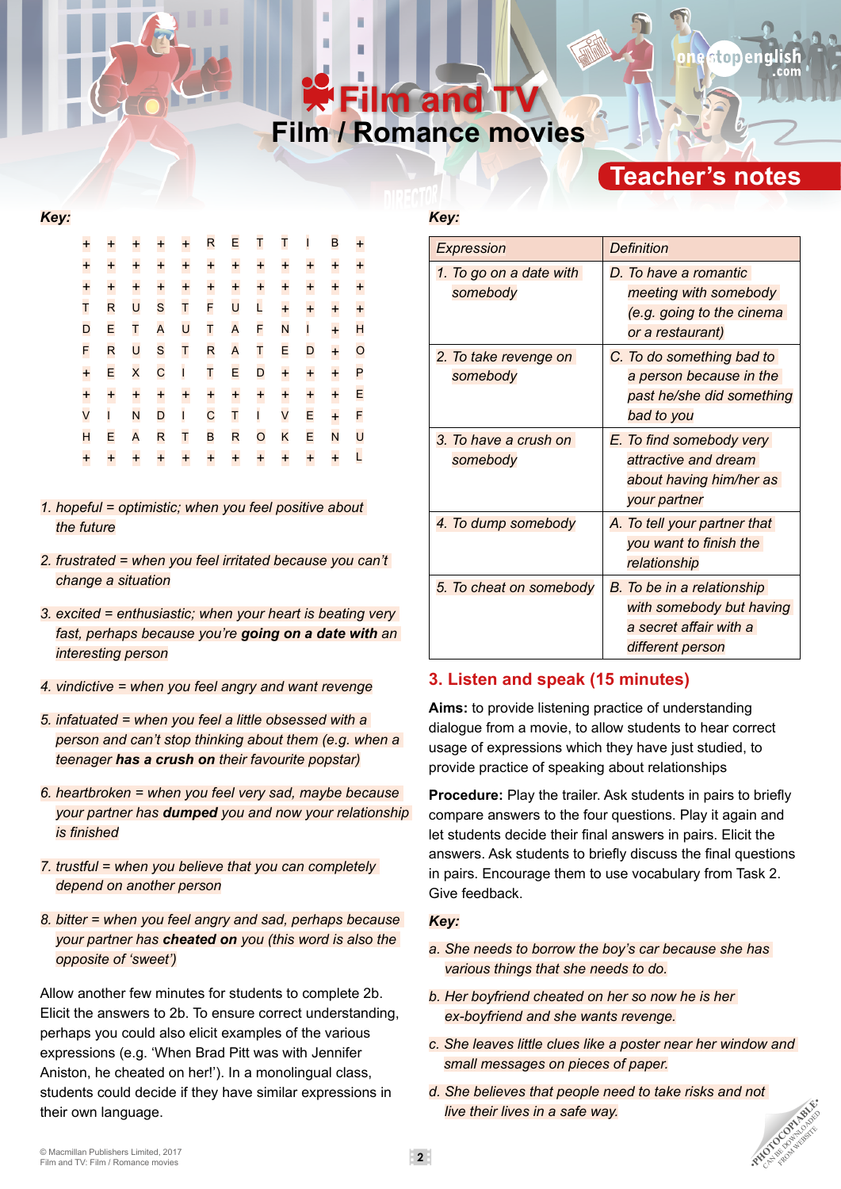# Film and TV

## Film / Romance movies

## Teacher's notes

***Key:***

| | | | | | | | | | | | |
|---|---|---|---|---|---|---|---|---|---|---|---|
| + | + | + | + | + | R | E | T | T | I | B | + |
| + | + | + | + | + | + | + | + | + | + | + | + |
| + | + | + | + | + | + | + | + | + | + | + | + |
| T | R | U | S | T | F | U | L | + | + | + | + |
| D | E | T | A | U | T | A | F | N | I | + | H |
| F | R | U | S | T | R | A | T | E | D | + | O |
| + | E | X | C | I | T | E | D | + | + | + | P |
| + | + | + | + | + | + | + | + | + | + | + | E |
| V | I | N | D | I | C | T | I | V | E | + | F |
| H | E | A | R | T | B | R | O | K | E | N | U |
| + | + | + | + | + | + | + | + | + | + | + | L |

*1. hopeful = optimistic; when you feel positive about the future*

*2. frustrated = when you feel irritated because you can't change a situation*

*3. excited = enthusiastic; when your heart is beating very fast, perhaps because you're **going on a date with** an interesting person*

*4. vindictive = when you feel angry and want revenge*

*5. infatuated = when you feel a little obsessed with a person and can't stop thinking about them (e.g. when a teenager **has a crush on** their favourite popstar)*

*6. heartbroken = when you feel very sad, maybe because your partner has **dumped** you and now your relationship is finished*

*7. trustful = when you believe that you can completely depend on another person*

*8. bitter = when you feel angry and sad, perhaps because your partner has **cheated on** you (this word is also the opposite of 'sweet')*

Allow another few minutes for students to complete 2b. Elicit the answers to 2b. To ensure correct understanding, perhaps you could also elicit examples of the various expressions (e.g. 'When Brad Pitt was with Jennifer Aniston, he cheated on her!'). In a monolingual class, students could decide if they have similar expressions in their own language.

***Key:***

| *Expression* | *Definition* |
|---|---|
| *1. To go on a date with somebody* | *D. To have a romantic meeting with somebody (e.g. going to the cinema or a restaurant)* |
| *2. To take revenge on somebody* | *C. To do something bad to a person because in the past he/she did something bad to you* |
| *3. To have a crush on somebody* | *E. To find somebody very attractive and dream about having him/her as your partner* |
| *4. To dump somebody* | *A. To tell your partner that you want to finish the relationship* |
| *5. To cheat on somebody* | *B. To be in a relationship with somebody but having a secret affair with a different person* |

### 3. Listen and speak (15 minutes)

**Aims:** to provide listening practice of understanding dialogue from a movie, to allow students to hear correct usage of expressions which they have just studied, to provide practice of speaking about relationships

**Procedure:** Play the trailer. Ask students in pairs to briefly compare answers to the four questions. Play it again and let students decide their final answers in pairs. Elicit the answers. Ask students to briefly discuss the final questions in pairs. Encourage them to use vocabulary from Task 2. Give feedback.

***Key:***

*a. She needs to borrow the boy's car because she has various things that she needs to do.*

*b. Her boyfriend cheated on her so now he is her ex-boyfriend and she wants revenge.*

*c. She leaves little clues like a poster near her window and small messages on pieces of paper.*

*d. She believes that people need to take risks and not live their lives in a safe way.*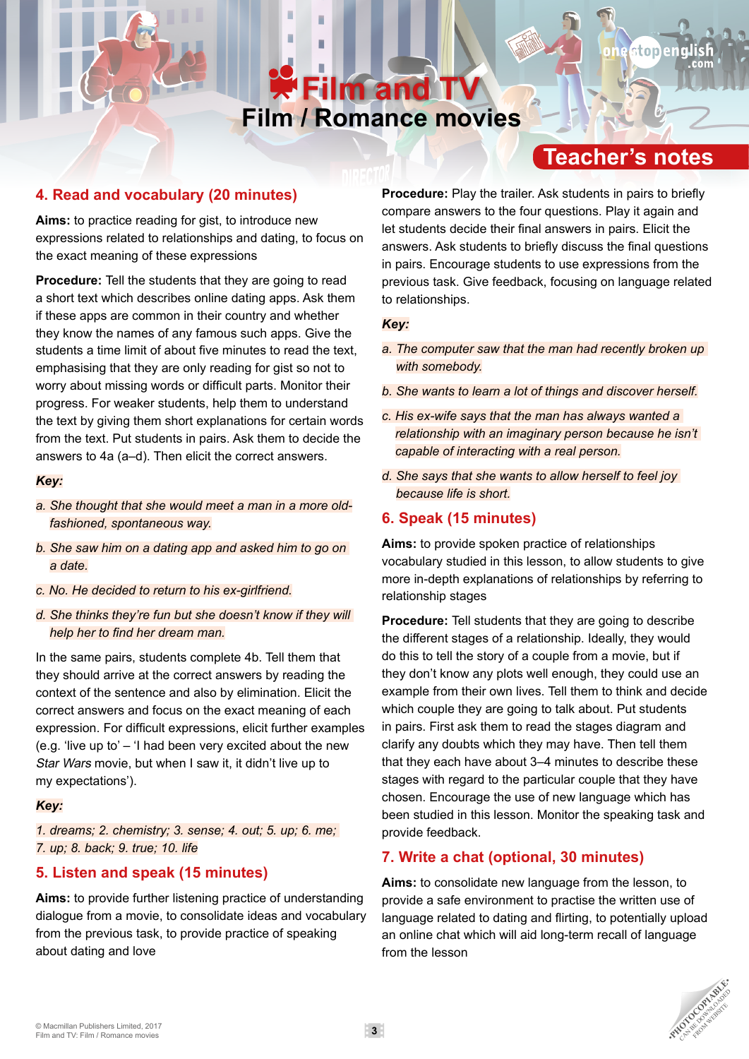# Film and TV

## Film / Romance movies

## Teacher's notes

### 4. Read and vocabulary (20 minutes)

**Aims:** to practice reading for gist, to introduce new expressions related to relationships and dating, to focus on the exact meaning of these expressions

**Procedure:** Tell the students that they are going to read a short text which describes online dating apps. Ask them if these apps are common in their country and whether they know the names of any famous such apps. Give the students a time limit of about five minutes to read the text, emphasising that they are only reading for gist so not to worry about missing words or difficult parts. Monitor their progress. For weaker students, help them to understand the text by giving them short explanations for certain words from the text. Put students in pairs. Ask them to decide the answers to 4a (a–d). Then elicit the correct answers.

***Key:***

*a. She thought that she would meet a man in a more old-fashioned, spontaneous way.*

*b. She saw him on a dating app and asked him to go on a date.*

*c. No. He decided to return to his ex-girlfriend.*

*d. She thinks they're fun but she doesn't know if they will help her to find her dream man.*

In the same pairs, students complete 4b. Tell them that they should arrive at the correct answers by reading the context of the sentence and also by elimination. Elicit the correct answers and focus on the exact meaning of each expression. For difficult expressions, elicit further examples (e.g. 'live up to' – 'I had been very excited about the new *Star Wars* movie, but when I saw it, it didn't live up to my expectations').

***Key:***

*1. dreams; 2. chemistry; 3. sense; 4. out; 5. up; 6. me; 7. up; 8. back; 9. true; 10. life*

### 5. Listen and speak (15 minutes)

**Aims:** to provide further listening practice of understanding dialogue from a movie, to consolidate ideas and vocabulary from the previous task, to provide practice of speaking about dating and love

**Procedure:** Play the trailer. Ask students in pairs to briefly compare answers to the four questions. Play it again and let students decide their final answers in pairs. Elicit the answers. Ask students to briefly discuss the final questions in pairs. Encourage students to use expressions from the previous task. Give feedback, focusing on language related to relationships.

***Key:***

*a. The computer saw that the man had recently broken up with somebody.*

*b. She wants to learn a lot of things and discover herself.*

*c. His ex-wife says that the man has always wanted a relationship with an imaginary person because he isn't capable of interacting with a real person.*

*d. She says that she wants to allow herself to feel joy because life is short.*

### 6. Speak (15 minutes)

**Aims:** to provide spoken practice of relationships vocabulary studied in this lesson, to allow students to give more in-depth explanations of relationships by referring to relationship stages

**Procedure:** Tell students that they are going to describe the different stages of a relationship. Ideally, they would do this to tell the story of a couple from a movie, but if they don't know any plots well enough, they could use an example from their own lives. Tell them to think and decide which couple they are going to talk about. Put students in pairs. First ask them to read the stages diagram and clarify any doubts which they may have. Then tell them that they each have about 3–4 minutes to describe these stages with regard to the particular couple that they have chosen. Encourage the use of new language which has been studied in this lesson. Monitor the speaking task and provide feedback.

### 7. Write a chat (optional, 30 minutes)

**Aims:** to consolidate new language from the lesson, to provide a safe environment to practise the written use of language related to dating and flirting, to potentially upload an online chat which will aid long-term recall of language from the lesson

© Macmillan Publishers Limited, 2017
Film and TV: Film / Romance movies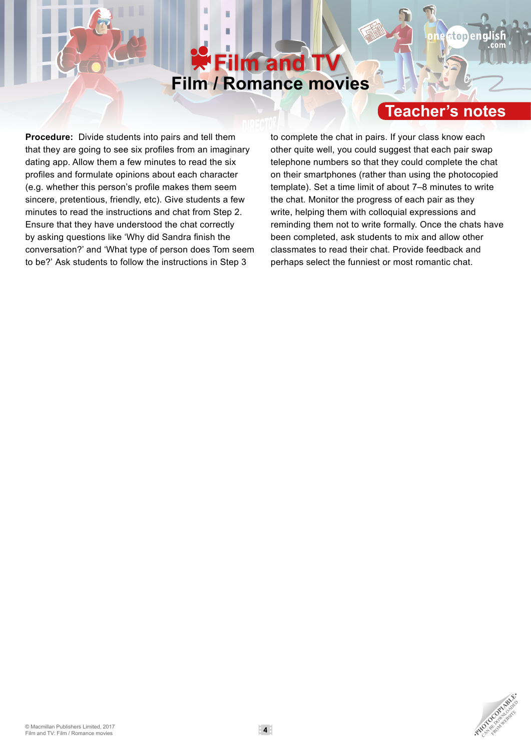# Film and TV

## Film / Romance movies

## Teacher's notes

**Procedure:** Divide students into pairs and tell them that they are going to see six profiles from an imaginary dating app. Allow them a few minutes to read the six profiles and formulate opinions about each character (e.g. whether this person's profile makes them seem sincere, pretentious, friendly, etc). Give students a few minutes to read the instructions and chat from Step 2. Ensure that they have understood the chat correctly by asking questions like 'Why did Sandra finish the conversation?' and 'What type of person does Tom seem to be?' Ask students to follow the instructions in Step 3 to complete the chat in pairs. If your class know each other quite well, you could suggest that each pair swap telephone numbers so that they could complete the chat on their smartphones (rather than using the photocopied template). Set a time limit of about 7–8 minutes to write the chat. Monitor the progress of each pair as they write, helping them with colloquial expressions and reminding them not to write formally. Once the chats have been completed, ask students to mix and allow other classmates to read their chat. Provide feedback and perhaps select the funniest or most romantic chat.